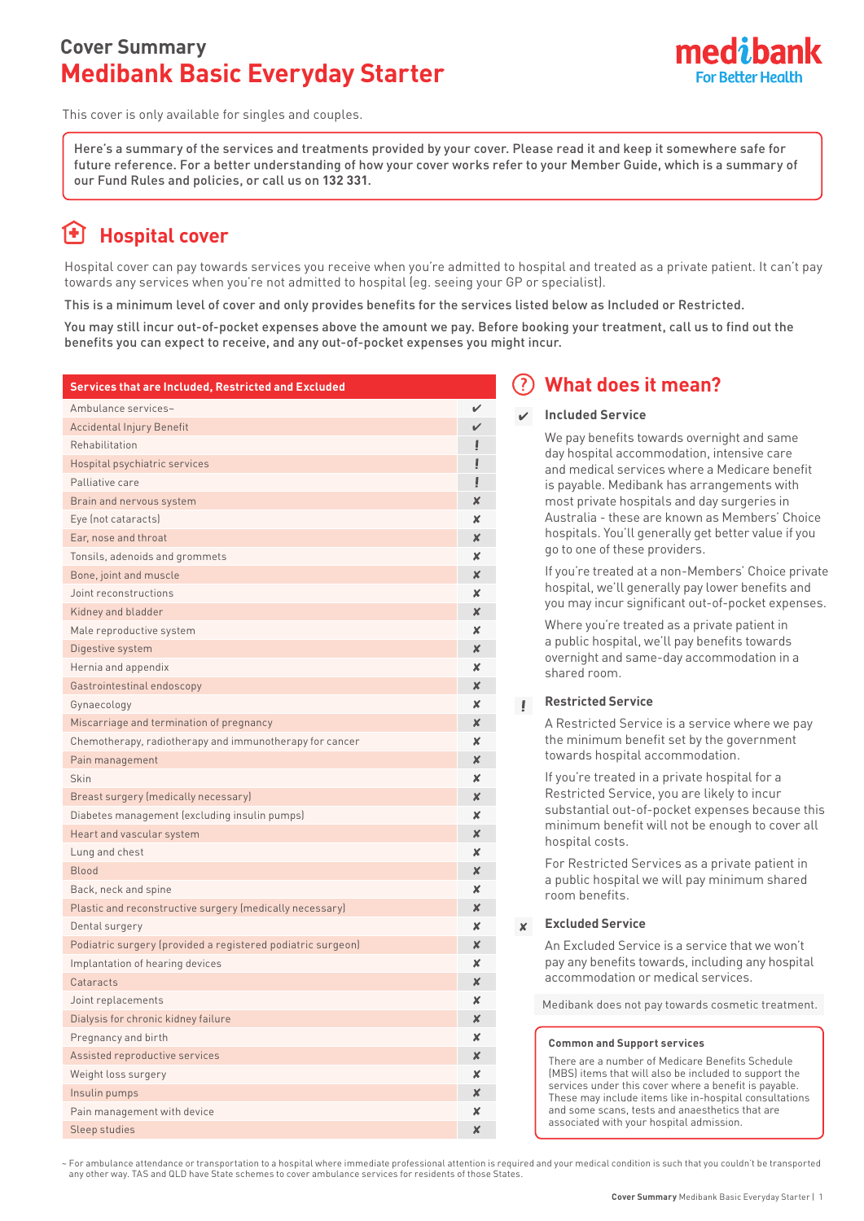# Cover Summary
# Medibank Basic Everyday Starter

medibank For Better Health

This cover is only available for singles and couples.

Here's a summary of the services and treatments provided by your cover. Please read it and keep it somewhere safe for future reference. For a better understanding of how your cover works refer to your Member Guide, which is a summary of our Fund Rules and policies, or call us on **132 331.**

## Hospital cover

Hospital cover can pay towards services you receive when you're admitted to hospital and treated as a private patient. It can't pay towards any services when you're not admitted to hospital (eg. seeing your GP or specialist).

This is a minimum level of cover and only provides benefits for the services listed below as Included or Restricted.

You may still incur out-of-pocket expenses above the amount we pay. Before booking your treatment, call us to find out the benefits you can expect to receive, and any out-of-pocket expenses you might incur.

| Services that are Included, Restricted and Excluded | |
|---|---|
| Ambulance services~ | ✔ |
| Accidental Injury Benefit | ✔ |
| Rehabilitation | ! |
| Hospital psychiatric services | ! |
| Palliative care | ! |
| Brain and nervous system | ✘ |
| Eye (not cataracts) | ✘ |
| Ear, nose and throat | ✘ |
| Tonsils, adenoids and grommets | ✘ |
| Bone, joint and muscle | ✘ |
| Joint reconstructions | ✘ |
| Kidney and bladder | ✘ |
| Male reproductive system | ✘ |
| Digestive system | ✘ |
| Hernia and appendix | ✘ |
| Gastrointestinal endoscopy | ✘ |
| Gynaecology | ✘ |
| Miscarriage and termination of pregnancy | ✘ |
| Chemotherapy, radiotherapy and immunotherapy for cancer | ✘ |
| Pain management | ✘ |
| Skin | ✘ |
| Breast surgery (medically necessary) | ✘ |
| Diabetes management (excluding insulin pumps) | ✘ |
| Heart and vascular system | ✘ |
| Lung and chest | ✘ |
| Blood | ✘ |
| Back, neck and spine | ✘ |
| Plastic and reconstructive surgery (medically necessary) | ✘ |
| Dental surgery | ✘ |
| Podiatric surgery (provided a registered podiatric surgeon) | ✘ |
| Implantation of hearing devices | ✘ |
| Cataracts | ✘ |
| Joint replacements | ✘ |
| Dialysis for chronic kidney failure | ✘ |
| Pregnancy and birth | ✘ |
| Assisted reproductive services | ✘ |
| Weight loss surgery | ✘ |
| Insulin pumps | ✘ |
| Pain management with device | ✘ |
| Sleep studies | ✘ |

## What does it mean?

### ✔ Included Service

We pay benefits towards overnight and same day hospital accommodation, intensive care and medical services where a Medicare benefit is payable. Medibank has arrangements with most private hospitals and day surgeries in Australia - these are known as Members' Choice hospitals. You'll generally get better value if you go to one of these providers.

If you're treated at a non-Members' Choice private hospital, we'll generally pay lower benefits and you may incur significant out-of-pocket expenses.

Where you're treated as a private patient in a public hospital, we'll pay benefits towards overnight and same-day accommodation in a shared room.

### ! Restricted Service

A Restricted Service is a service where we pay the minimum benefit set by the government towards hospital accommodation.

If you're treated in a private hospital for a Restricted Service, you are likely to incur substantial out-of-pocket expenses because this minimum benefit will not be enough to cover all hospital costs.

For Restricted Services as a private patient in a public hospital we will pay minimum shared room benefits.

### ✘ Excluded Service

An Excluded Service is a service that we won't pay any benefits towards, including any hospital accommodation or medical services.

Medibank does not pay towards cosmetic treatment.

**Common and Support services**

There are a number of Medicare Benefits Schedule (MBS) items that will also be included to support the services under this cover where a benefit is payable. These may include items like in-hospital consultations and some scans, tests and anaesthetics that are associated with your hospital admission.

~ For ambulance attendance or transportation to a hospital where immediate professional attention is required and your medical condition is such that you couldn't be transported any other way. TAS and QLD have State schemes to cover ambulance services for residents of those States.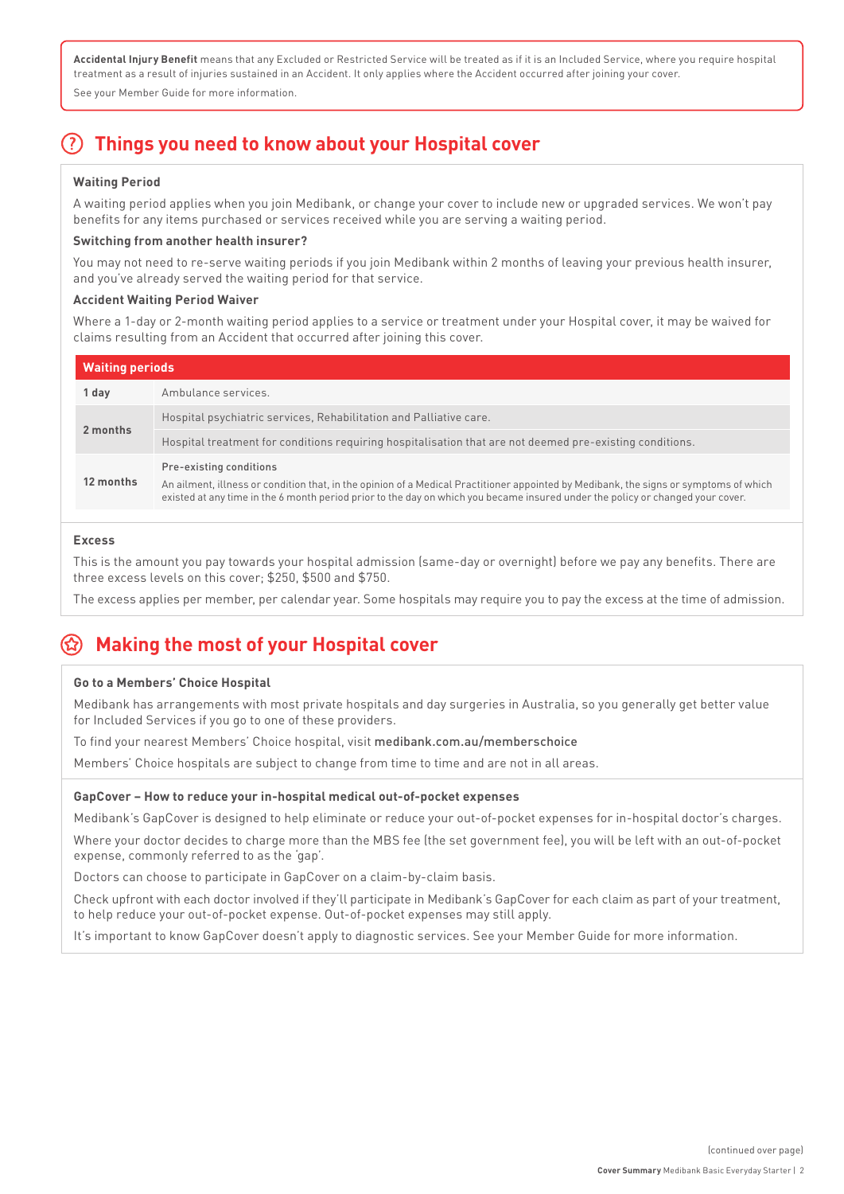**Accidental Injury Benefit** means that any Excluded or Restricted Service will be treated as if it is an Included Service, where you require hospital treatment as a result of injuries sustained in an Accident. It only applies where the Accident occurred after joining your cover.

See your Member Guide for more information.

## Things you need to know about your Hospital cover

**Waiting Period**

A waiting period applies when you join Medibank, or change your cover to include new or upgraded services. We won't pay benefits for any items purchased or services received while you are serving a waiting period.

**Switching from another health insurer?**

You may not need to re-serve waiting periods if you join Medibank within 2 months of leaving your previous health insurer, and you've already served the waiting period for that service.

**Accident Waiting Period Waiver**

Where a 1-day or 2-month waiting period applies to a service or treatment under your Hospital cover, it may be waived for claims resulting from an Accident that occurred after joining this cover.

| Waiting periods | |
|---|---|
| **1 day** | Ambulance services. |
| **2 months** | Hospital psychiatric services, Rehabilitation and Palliative care. |
| | Hospital treatment for conditions requiring hospitalisation that are not deemed pre-existing conditions. |
| **12 months** | Pre-existing conditions<br>An ailment, illness or condition that, in the opinion of a Medical Practitioner appointed by Medibank, the signs or symptoms of which existed at any time in the 6 month period prior to the day on which you became insured under the policy or changed your cover. |

**Excess**

This is the amount you pay towards your hospital admission (same-day or overnight) before we pay any benefits. There are three excess levels on this cover; $250, $500 and $750.

The excess applies per member, per calendar year. Some hospitals may require you to pay the excess at the time of admission.

## Making the most of your Hospital cover

**Go to a Members' Choice Hospital**

Medibank has arrangements with most private hospitals and day surgeries in Australia, so you generally get better value for Included Services if you go to one of these providers.

To find your nearest Members' Choice hospital, visit **medibank.com.au/memberschoice**

Members' Choice hospitals are subject to change from time to time and are not in all areas.

**GapCover – How to reduce your in-hospital medical out-of-pocket expenses**

Medibank's GapCover is designed to help eliminate or reduce your out-of-pocket expenses for in-hospital doctor's charges.

Where your doctor decides to charge more than the MBS fee (the set government fee), you will be left with an out-of-pocket expense, commonly referred to as the 'gap'.

Doctors can choose to participate in GapCover on a claim-by-claim basis.

Check upfront with each doctor involved if they'll participate in Medibank's GapCover for each claim as part of your treatment, to help reduce your out-of-pocket expense. Out-of-pocket expenses may still apply.

It's important to know GapCover doesn't apply to diagnostic services. See your Member Guide for more information.

(continued over page)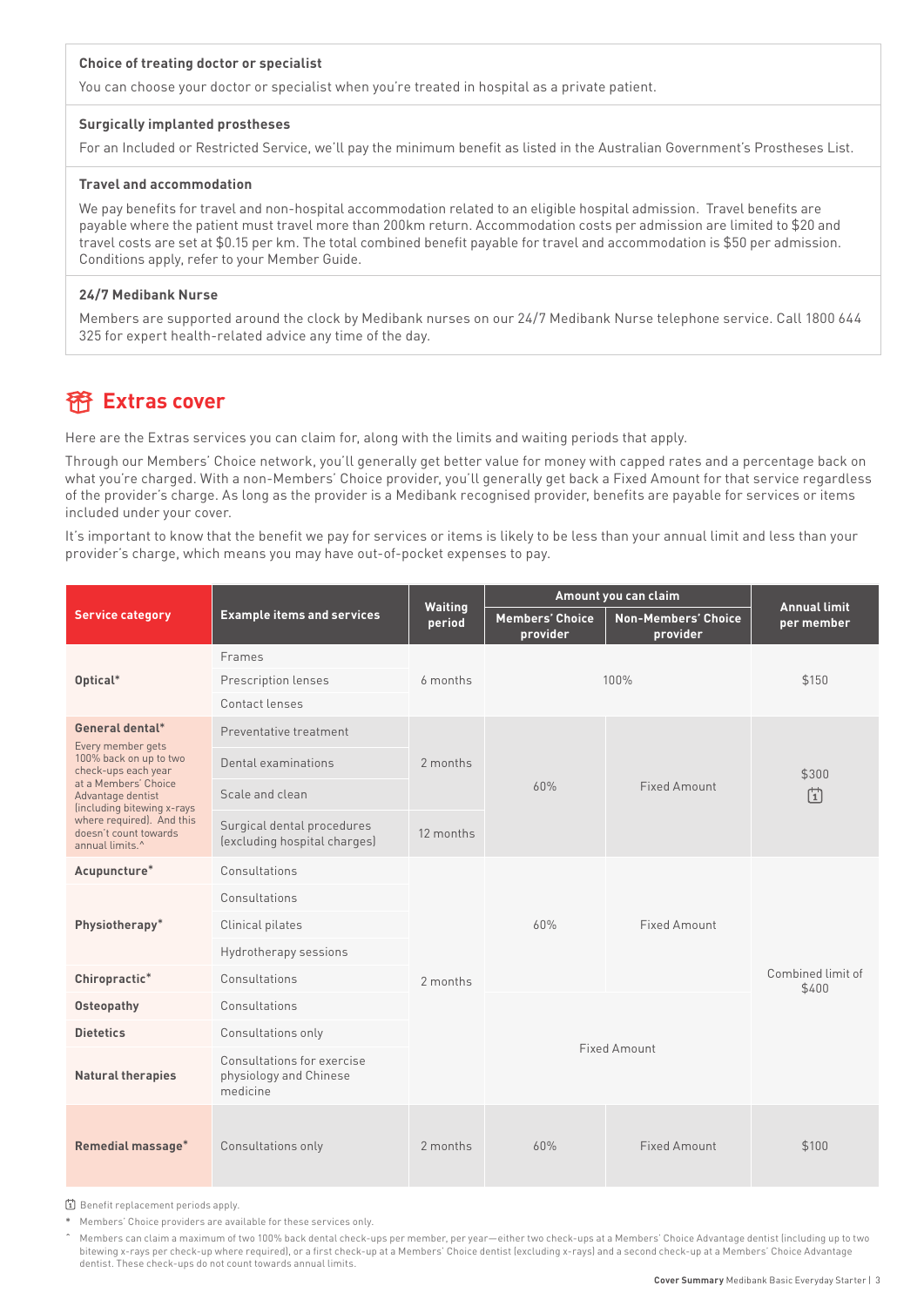**Choice of treating doctor or specialist**

You can choose your doctor or specialist when you're treated in hospital as a private patient.

**Surgically implanted prostheses**

For an Included or Restricted Service, we'll pay the minimum benefit as listed in the Australian Government's Prostheses List.

**Travel and accommodation**

We pay benefits for travel and non-hospital accommodation related to an eligible hospital admission. Travel benefits are payable where the patient must travel more than 200km return. Accommodation costs per admission are limited to $20 and travel costs are set at $0.15 per km. The total combined benefit payable for travel and accommodation is $50 per admission. Conditions apply, refer to your Member Guide.

**24/7 Medibank Nurse**

Members are supported around the clock by Medibank nurses on our 24/7 Medibank Nurse telephone service. Call 1800 644 325 for expert health-related advice any time of the day.

## Extras cover

Here are the Extras services you can claim for, along with the limits and waiting periods that apply.

Through our Members' Choice network, you'll generally get better value for money with capped rates and a percentage back on what you're charged. With a non-Members' Choice provider, you'll generally get back a Fixed Amount for that service regardless of the provider's charge. As long as the provider is a Medibank recognised provider, benefits are payable for services or items included under your cover.

It's important to know that the benefit we pay for services or items is likely to be less than your annual limit and less than your provider's charge, which means you may have out-of-pocket expenses to pay.

| Service category | Example items and services | Waiting period | Amount you can claim | | Annual limit per member |
|---|---|---|---|---|---|
| | | | Members' Choice provider | Non-Members' Choice provider | |
| Optical* | Frames | 6 months | 100% | | $150 |
| | Prescription lenses | | | | |
| | Contact lenses | | | | |
| General dental* Every member gets 100% back on up to two check-ups each year at a Members' Choice Advantage dentist (including bitewing x-rays where required). And this doesn't count towards annual limits.^ | Preventative treatment | 2 months | 60% | Fixed Amount | $300 (Benefit replacement periods apply) |
| | Dental examinations | | | | |
| | Scale and clean | | | | |
| | Surgical dental procedures (excluding hospital charges) | 12 months | | | |
| Acupuncture* | Consultations | 2 months | 60% | Fixed Amount | Combined limit of $400 |
| Physiotherapy* | Consultations | | | | |
| | Clinical pilates | | | | |
| | Hydrotherapy sessions | | | | |
| Chiropractic* | Consultations | | | | |
| Osteopathy | Consultations | | Fixed Amount | | |
| Dietetics | Consultations only | | | | |
| Natural therapies | Consultations for exercise physiology and Chinese medicine | | | | |
| Remedial massage* | Consultations only | 2 months | 60% | Fixed Amount | $100 |

Benefit replacement periods apply.

\* Members' Choice providers are available for these services only.

^ Members can claim a maximum of two 100% back dental check-ups per member, per year—either two check-ups at a Members' Choice Advantage dentist (including up to two bitewing x-rays per check-up where required), or a first check-up at a Members' Choice dentist (excluding x-rays) and a second check-up at a Members' Choice Advantage dentist. These check-ups do not count towards annual limits.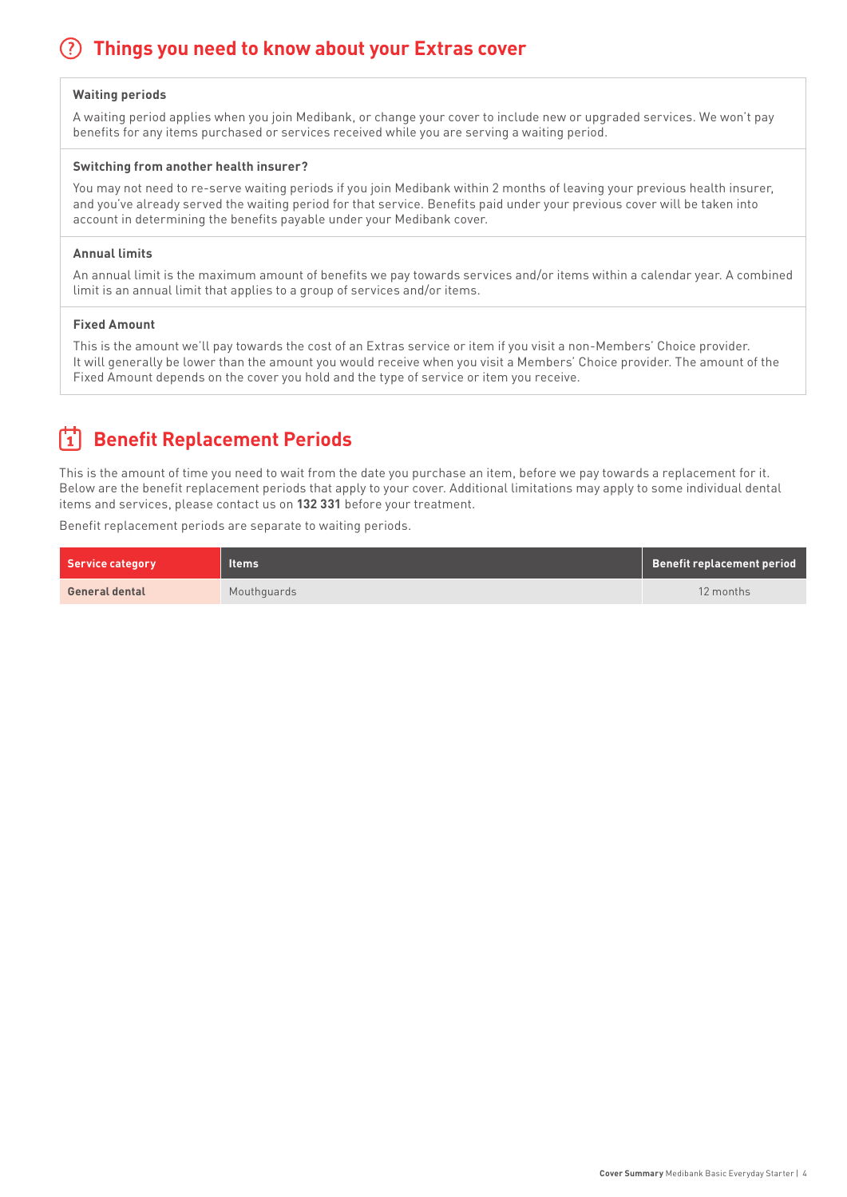## Things you need to know about your Extras cover

**Waiting periods**

A waiting period applies when you join Medibank, or change your cover to include new or upgraded services. We won't pay benefits for any items purchased or services received while you are serving a waiting period.

**Switching from another health insurer?**

You may not need to re-serve waiting periods if you join Medibank within 2 months of leaving your previous health insurer, and you've already served the waiting period for that service. Benefits paid under your previous cover will be taken into account in determining the benefits payable under your Medibank cover.

**Annual limits**

An annual limit is the maximum amount of benefits we pay towards services and/or items within a calendar year. A combined limit is an annual limit that applies to a group of services and/or items.

**Fixed Amount**

This is the amount we'll pay towards the cost of an Extras service or item if you visit a non-Members' Choice provider. It will generally be lower than the amount you would receive when you visit a Members' Choice provider. The amount of the Fixed Amount depends on the cover you hold and the type of service or item you receive.

## Benefit Replacement Periods

This is the amount of time you need to wait from the date you purchase an item, before we pay towards a replacement for it. Below are the benefit replacement periods that apply to your cover. Additional limitations may apply to some individual dental items and services, please contact us on **132 331** before your treatment.

Benefit replacement periods are separate to waiting periods.

| Service category | Items | Benefit replacement period |
|---|---|---|
| **General dental** | Mouthguards | 12 months |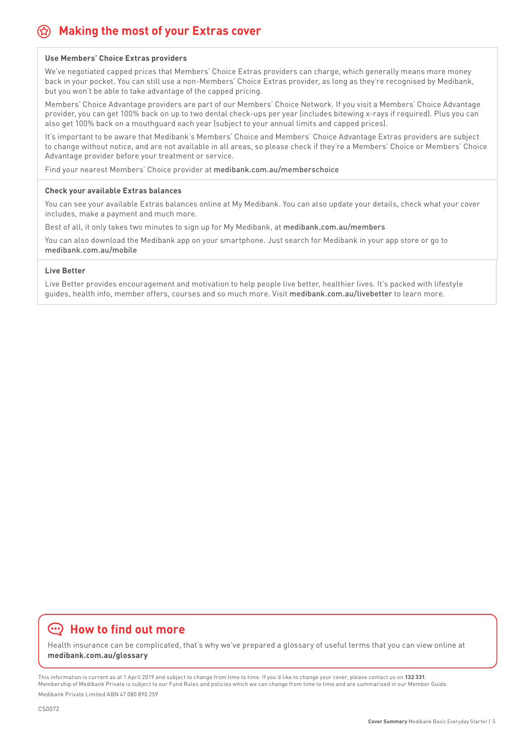## Making the most of your Extras cover

### Use Members' Choice Extras providers

We've negotiated capped prices that Members' Choice Extras providers can charge, which generally means more money back in your pocket. You can still use a non-Members' Choice Extras provider, as long as they're recognised by Medibank, but you won't be able to take advantage of the capped pricing.

Members' Choice Advantage providers are part of our Members' Choice Network. If you visit a Members' Choice Advantage provider, you can get 100% back on up to two dental check-ups per year (includes bitewing x-rays if required). Plus you can also get 100% back on a mouthguard each year (subject to your annual limits and capped prices).

It's important to be aware that Medibank's Members' Choice and Members' Choice Advantage Extras providers are subject to change without notice, and are not available in all areas, so please check if they're a Members' Choice or Members' Choice Advantage provider before your treatment or service.

Find your nearest Members' Choice provider at **medibank.com.au/memberschoice**

### Check your available Extras balances

You can see your available Extras balances online at My Medibank. You can also update your details, check what your cover includes, make a payment and much more.

Best of all, it only takes two minutes to sign up for My Medibank, at **medibank.com.au/members**

You can also download the Medibank app on your smartphone. Just search for Medibank in your app store or go to **medibank.com.au/mobile**

### Live Better

Live Better provides encouragement and motivation to help people live better, healthier lives. It's packed with lifestyle guides, health info, member offers, courses and so much more. Visit **medibank.com.au/livebetter** to learn more.

## How to find out more

Health insurance can be complicated, that's why we've prepared a glossary of useful terms that you can view online at **medibank.com.au/glossary**

This information is current as at 1 April 2019 and subject to change from time to time. If you'd like to change your cover, please contact us on **132 331**.
Membership of Medibank Private is subject to our Fund Rules and policies which we can change from time to time and are summarised in our Member Guide.

Medibank Private Limited ABN 47 080 890 259

CS0072